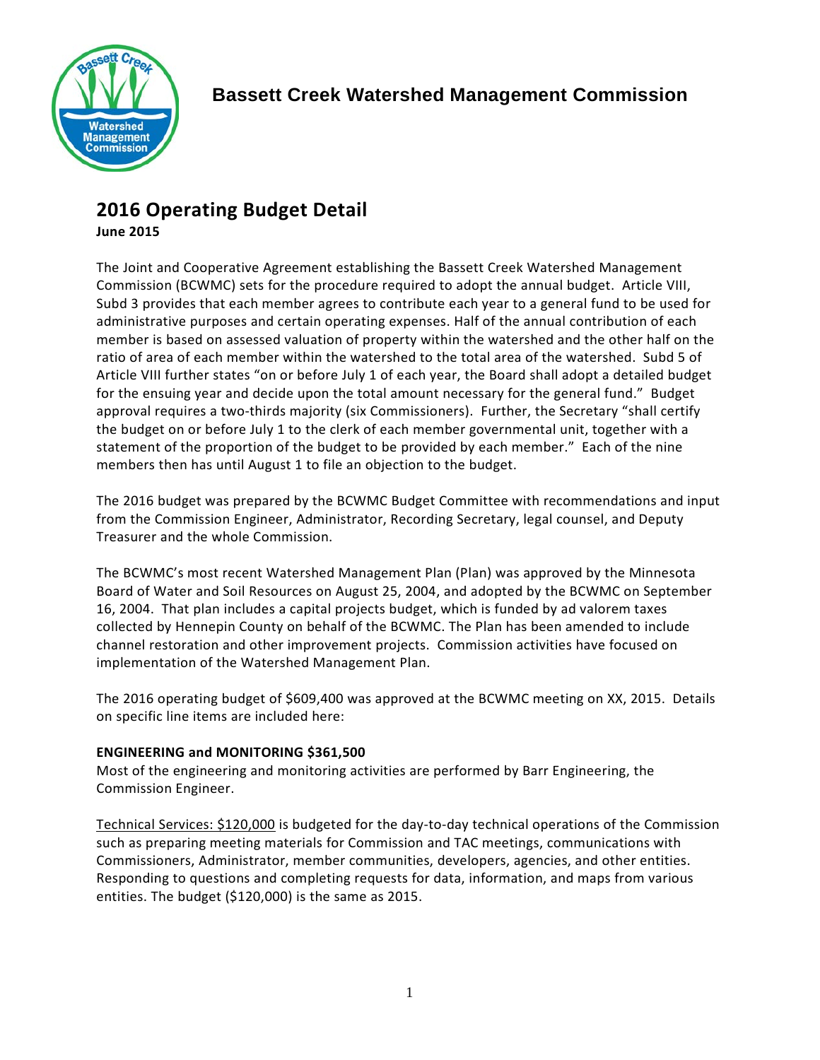# Bassett Creek Watershed Management Commission

## 2016 Operating Budget Detail

**June 2015**

The Joint and Cooperative Agreement establishing the Bassett Creek Watershed Management Commission (BCWMC) sets for the procedure required to adopt the annual budget. Article VIII, Subd 3 provides that each member agrees to contribute each year to a general fund to be used for administrative purposes and certain operating expenses. Half of the annual contribution of each member is based on assessed valuation of property within the watershed and the other half on the ratio of area of each member within the watershed to the total area of the watershed. Subd 5 of Article VIII further states "on or before July 1 of each year, the Board shall adopt a detailed budget for the ensuing year and decide upon the total amount necessary for the general fund." Budget approval requires a two-thirds majority (six Commissioners). Further, the Secretary "shall certify the budget on or before July 1 to the clerk of each member governmental unit, together with a statement of the proportion of the budget to be provided by each member." Each of the nine members then has until August 1 to file an objection to the budget.

The 2016 budget was prepared by the BCWMC Budget Committee with recommendations and input from the Commission Engineer, Administrator, Recording Secretary, legal counsel, and Deputy Treasurer and the whole Commission.

The BCWMC's most recent Watershed Management Plan (Plan) was approved by the Minnesota Board of Water and Soil Resources on August 25, 2004, and adopted by the BCWMC on September 16, 2004. That plan includes a capital projects budget, which is funded by ad valorem taxes collected by Hennepin County on behalf of the BCWMC. The Plan has been amended to include channel restoration and other improvement projects. Commission activities have focused on implementation of the Watershed Management Plan.

The 2016 operating budget of $609,400 was approved at the BCWMC meeting on XX, 2015. Details on specific line items are included here:

**ENGINEERING and MONITORING $361,500**

Most of the engineering and monitoring activities are performed by Barr Engineering, the Commission Engineer.

Technical Services: $120,000 is budgeted for the day-to-day technical operations of the Commission such as preparing meeting materials for Commission and TAC meetings, communications with Commissioners, Administrator, member communities, developers, agencies, and other entities. Responding to questions and completing requests for data, information, and maps from various entities. The budget ($120,000) is the same as 2015.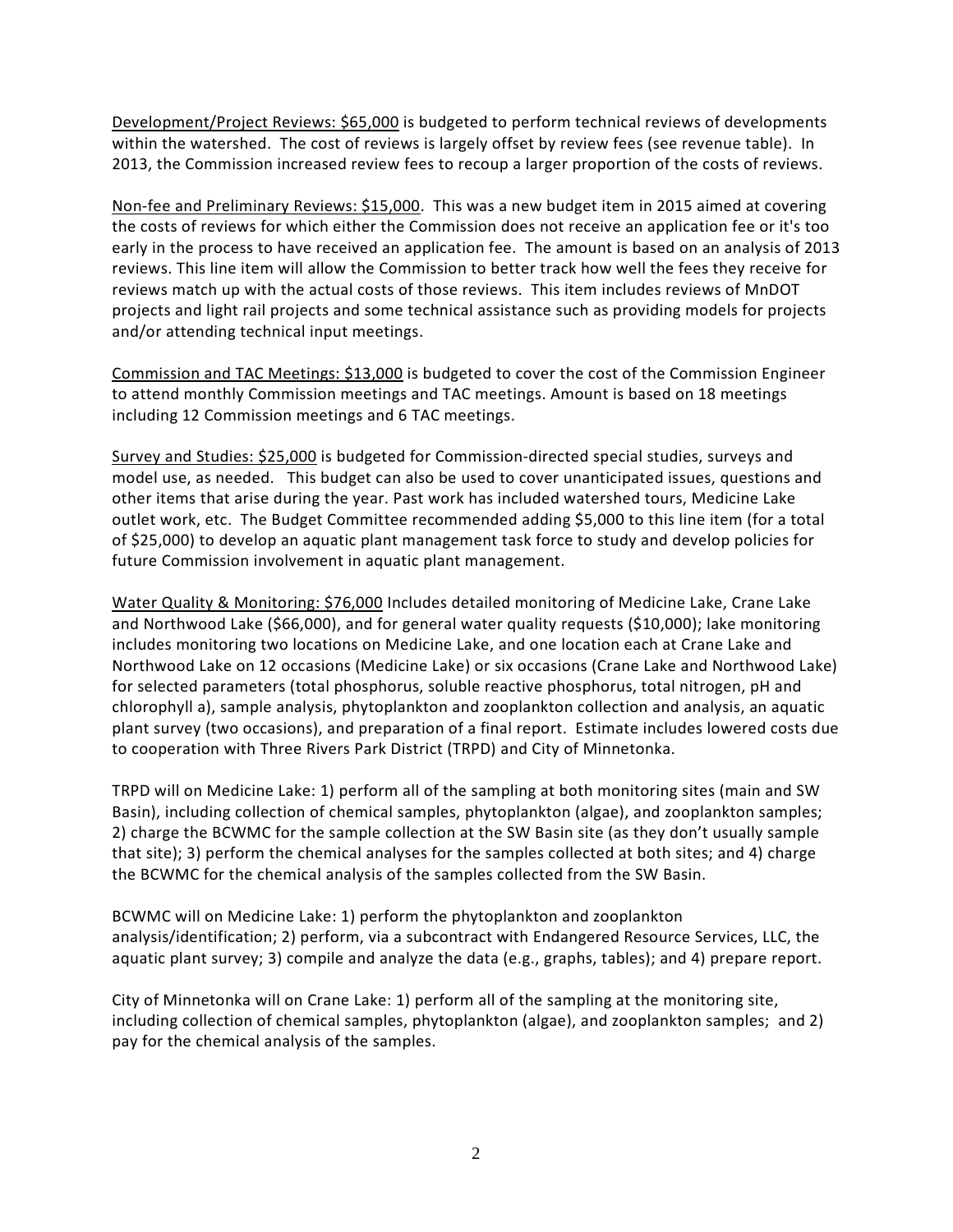<u>Development/Project Reviews: $65,000</u> is budgeted to perform technical reviews of developments within the watershed. The cost of reviews is largely offset by review fees (see revenue table). In 2013, the Commission increased review fees to recoup a larger proportion of the costs of reviews.

<u>Non-fee and Preliminary Reviews: $15,000</u>. This was a new budget item in 2015 aimed at covering the costs of reviews for which either the Commission does not receive an application fee or it's too early in the process to have received an application fee. The amount is based on an analysis of 2013 reviews. This line item will allow the Commission to better track how well the fees they receive for reviews match up with the actual costs of those reviews. This item includes reviews of MnDOT projects and light rail projects and some technical assistance such as providing models for projects and/or attending technical input meetings.

<u>Commission and TAC Meetings: $13,000</u> is budgeted to cover the cost of the Commission Engineer to attend monthly Commission meetings and TAC meetings. Amount is based on 18 meetings including 12 Commission meetings and 6 TAC meetings.

<u>Survey and Studies: $25,000</u> is budgeted for Commission-directed special studies, surveys and model use, as needed. This budget can also be used to cover unanticipated issues, questions and other items that arise during the year. Past work has included watershed tours, Medicine Lake outlet work, etc. The Budget Committee recommended adding $5,000 to this line item (for a total of $25,000) to develop an aquatic plant management task force to study and develop policies for future Commission involvement in aquatic plant management.

<u>Water Quality & Monitoring: $76,000</u> Includes detailed monitoring of Medicine Lake, Crane Lake and Northwood Lake ($66,000), and for general water quality requests ($10,000); lake monitoring includes monitoring two locations on Medicine Lake, and one location each at Crane Lake and Northwood Lake on 12 occasions (Medicine Lake) or six occasions (Crane Lake and Northwood Lake) for selected parameters (total phosphorus, soluble reactive phosphorus, total nitrogen, pH and chlorophyll a), sample analysis, phytoplankton and zooplankton collection and analysis, an aquatic plant survey (two occasions), and preparation of a final report. Estimate includes lowered costs due to cooperation with Three Rivers Park District (TRPD) and City of Minnetonka.

TRPD will on Medicine Lake: 1) perform all of the sampling at both monitoring sites (main and SW Basin), including collection of chemical samples, phytoplankton (algae), and zooplankton samples; 2) charge the BCWMC for the sample collection at the SW Basin site (as they don't usually sample that site); 3) perform the chemical analyses for the samples collected at both sites; and 4) charge the BCWMC for the chemical analysis of the samples collected from the SW Basin.

BCWMC will on Medicine Lake: 1) perform the phytoplankton and zooplankton analysis/identification; 2) perform, via a subcontract with Endangered Resource Services, LLC, the aquatic plant survey; 3) compile and analyze the data (e.g., graphs, tables); and 4) prepare report.

City of Minnetonka will on Crane Lake: 1) perform all of the sampling at the monitoring site, including collection of chemical samples, phytoplankton (algae), and zooplankton samples; and 2) pay for the chemical analysis of the samples.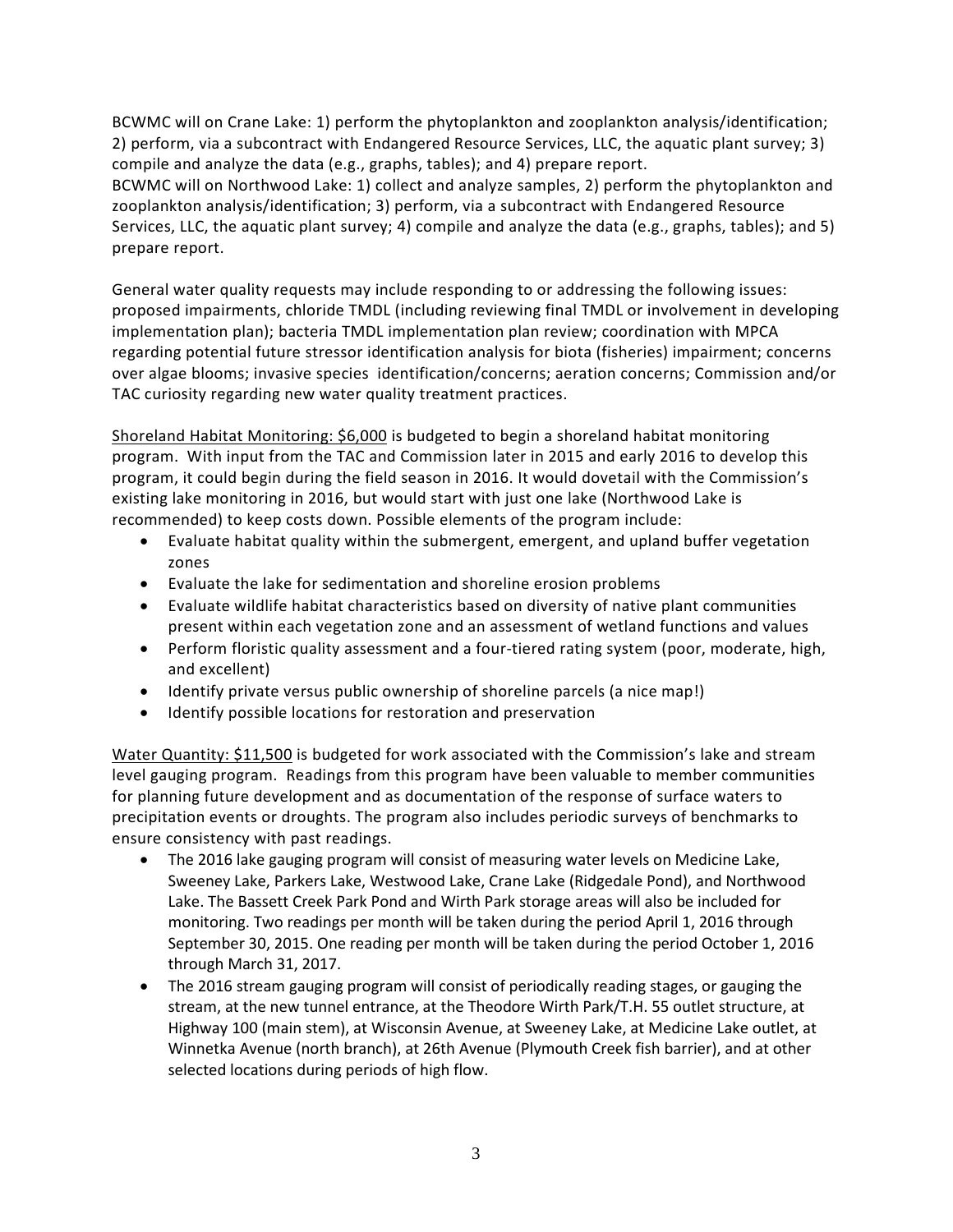BCWMC will on Crane Lake: 1) perform the phytoplankton and zooplankton analysis/identification; 2) perform, via a subcontract with Endangered Resource Services, LLC, the aquatic plant survey; 3) compile and analyze the data (e.g., graphs, tables); and 4) prepare report.
BCWMC will on Northwood Lake: 1) collect and analyze samples, 2) perform the phytoplankton and zooplankton analysis/identification; 3) perform, via a subcontract with Endangered Resource Services, LLC, the aquatic plant survey; 4) compile and analyze the data (e.g., graphs, tables); and 5) prepare report.

General water quality requests may include responding to or addressing the following issues: proposed impairments, chloride TMDL (including reviewing final TMDL or involvement in developing implementation plan); bacteria TMDL implementation plan review; coordination with MPCA regarding potential future stressor identification analysis for biota (fisheries) impairment; concerns over algae blooms; invasive species identification/concerns; aeration concerns; Commission and/or TAC curiosity regarding new water quality treatment practices.

<u>Shoreland Habitat Monitoring: $6,000</u> is budgeted to begin a shoreland habitat monitoring program. With input from the TAC and Commission later in 2015 and early 2016 to develop this program, it could begin during the field season in 2016. It would dovetail with the Commission's existing lake monitoring in 2016, but would start with just one lake (Northwood Lake is recommended) to keep costs down. Possible elements of the program include:

- Evaluate habitat quality within the submergent, emergent, and upland buffer vegetation zones
- Evaluate the lake for sedimentation and shoreline erosion problems
- Evaluate wildlife habitat characteristics based on diversity of native plant communities present within each vegetation zone and an assessment of wetland functions and values
- Perform floristic quality assessment and a four-tiered rating system (poor, moderate, high, and excellent)
- Identify private versus public ownership of shoreline parcels (a nice map!)
- Identify possible locations for restoration and preservation

<u>Water Quantity: $11,500</u> is budgeted for work associated with the Commission's lake and stream level gauging program. Readings from this program have been valuable to member communities for planning future development and as documentation of the response of surface waters to precipitation events or droughts. The program also includes periodic surveys of benchmarks to ensure consistency with past readings.

- The 2016 lake gauging program will consist of measuring water levels on Medicine Lake, Sweeney Lake, Parkers Lake, Westwood Lake, Crane Lake (Ridgedale Pond), and Northwood Lake. The Bassett Creek Park Pond and Wirth Park storage areas will also be included for monitoring. Two readings per month will be taken during the period April 1, 2016 through September 30, 2015. One reading per month will be taken during the period October 1, 2016 through March 31, 2017.
- The 2016 stream gauging program will consist of periodically reading stages, or gauging the stream, at the new tunnel entrance, at the Theodore Wirth Park/T.H. 55 outlet structure, at Highway 100 (main stem), at Wisconsin Avenue, at Sweeney Lake, at Medicine Lake outlet, at Winnetka Avenue (north branch), at 26th Avenue (Plymouth Creek fish barrier), and at other selected locations during periods of high flow.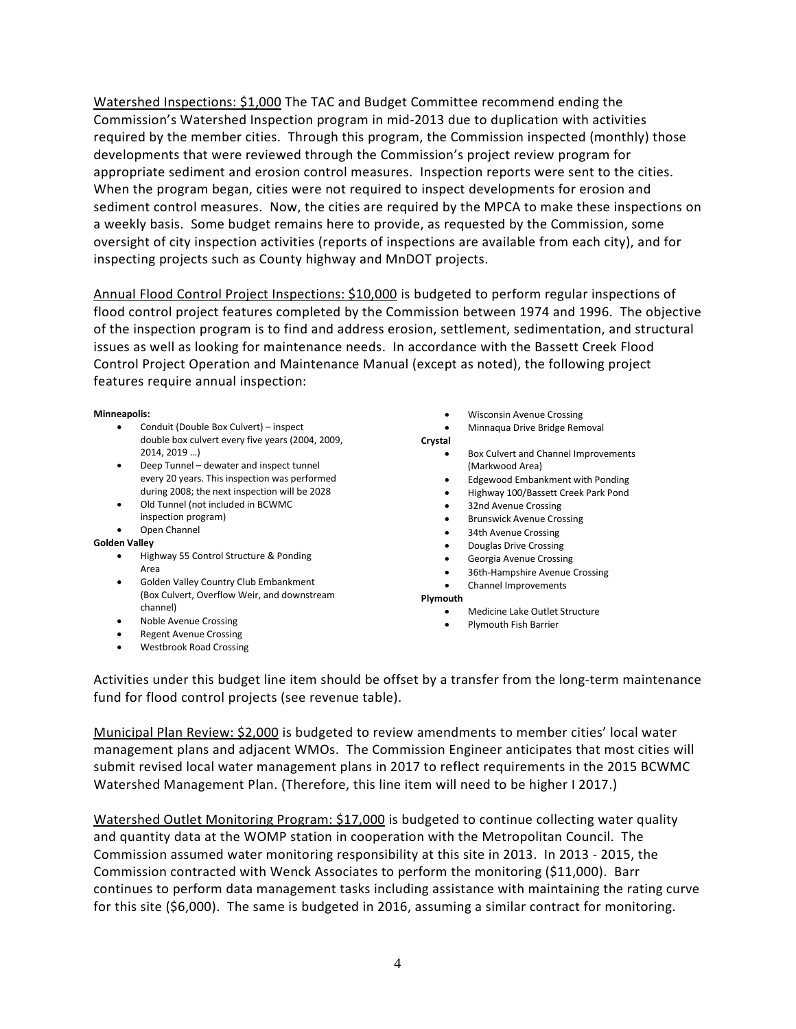Watershed Inspections: $1,000 The TAC and Budget Committee recommend ending the Commission's Watershed Inspection program in mid-2013 due to duplication with activities required by the member cities. Through this program, the Commission inspected (monthly) those developments that were reviewed through the Commission's project review program for appropriate sediment and erosion control measures. Inspection reports were sent to the cities. When the program began, cities were not required to inspect developments for erosion and sediment control measures. Now, the cities are required by the MPCA to make these inspections on a weekly basis. Some budget remains here to provide, as requested by the Commission, some oversight of city inspection activities (reports of inspections are available from each city), and for inspecting projects such as County highway and MnDOT projects.

Annual Flood Control Project Inspections: $10,000 is budgeted to perform regular inspections of flood control project features completed by the Commission between 1974 and 1996. The objective of the inspection program is to find and address erosion, settlement, sedimentation, and structural issues as well as looking for maintenance needs. In accordance with the Bassett Creek Flood Control Project Operation and Maintenance Manual (except as noted), the following project features require annual inspection:

**Minneapolis:**
- Conduit (Double Box Culvert) – inspect double box culvert every five years (2004, 2009, 2014, 2019 …)
- Deep Tunnel – dewater and inspect tunnel every 20 years. This inspection was performed during 2008; the next inspection will be 2028
- Old Tunnel (not included in BCWMC inspection program)
- Open Channel

**Golden Valley**
- Highway 55 Control Structure & Ponding Area
- Golden Valley Country Club Embankment (Box Culvert, Overflow Weir, and downstream channel)
- Noble Avenue Crossing
- Regent Avenue Crossing
- Westbrook Road Crossing
- Wisconsin Avenue Crossing
- Minnaqua Drive Bridge Removal

**Crystal**
- Box Culvert and Channel Improvements (Markwood Area)
- Edgewood Embankment with Ponding
- Highway 100/Bassett Creek Park Pond
- 32nd Avenue Crossing
- Brunswick Avenue Crossing
- 34th Avenue Crossing
- Douglas Drive Crossing
- Georgia Avenue Crossing
- 36th-Hampshire Avenue Crossing
- Channel Improvements

**Plymouth**
- Medicine Lake Outlet Structure
- Plymouth Fish Barrier

Activities under this budget line item should be offset by a transfer from the long-term maintenance fund for flood control projects (see revenue table).

Municipal Plan Review: $2,000 is budgeted to review amendments to member cities' local water management plans and adjacent WMOs. The Commission Engineer anticipates that most cities will submit revised local water management plans in 2017 to reflect requirements in the 2015 BCWMC Watershed Management Plan. (Therefore, this line item will need to be higher I 2017.)

Watershed Outlet Monitoring Program: $17,000 is budgeted to continue collecting water quality and quantity data at the WOMP station in cooperation with the Metropolitan Council. The Commission assumed water monitoring responsibility at this site in 2013. In 2013 - 2015, the Commission contracted with Wenck Associates to perform the monitoring ($11,000). Barr continues to perform data management tasks including assistance with maintaining the rating curve for this site ($6,000). The same is budgeted in 2016, assuming a similar contract for monitoring.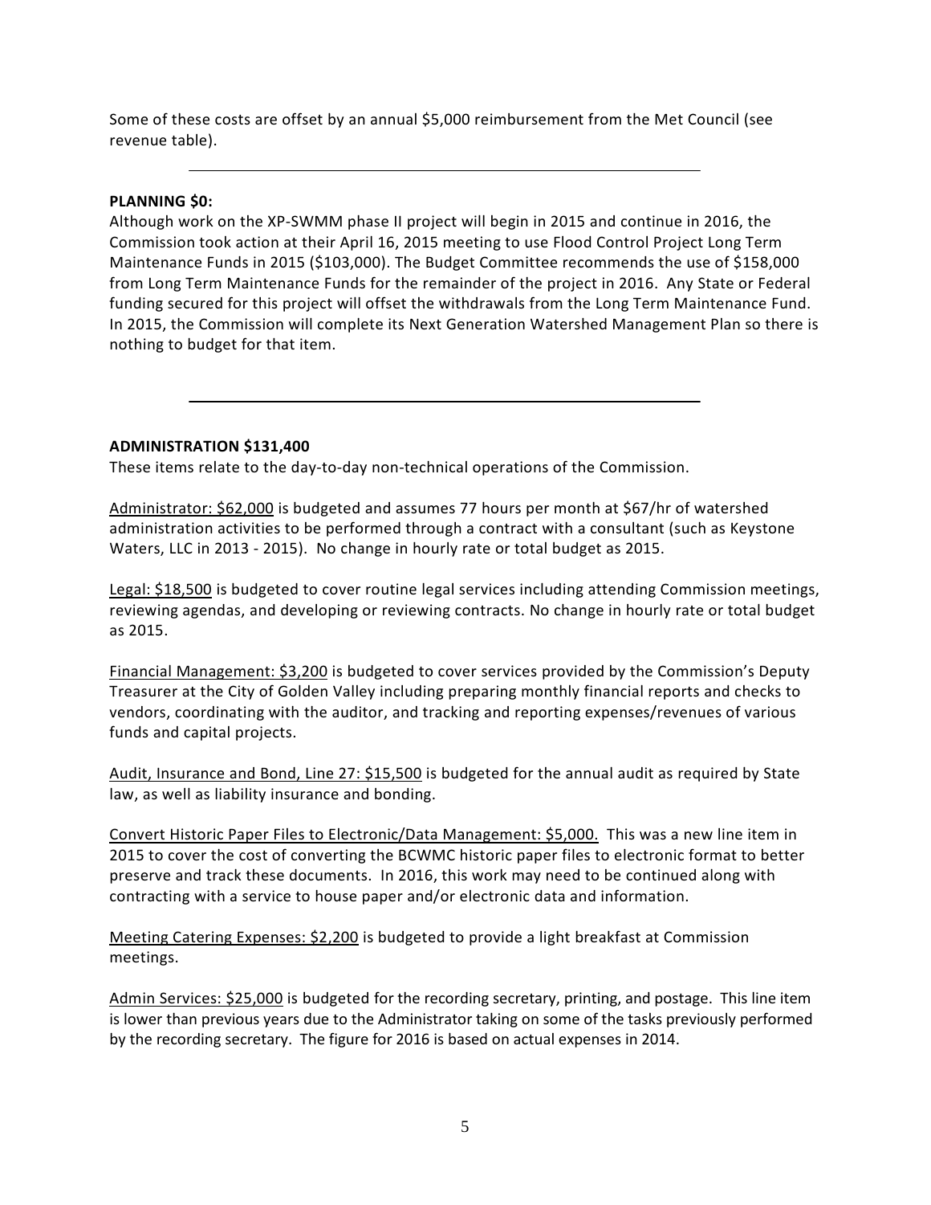Some of these costs are offset by an annual $5,000 reimbursement from the Met Council (see revenue table).

---

**PLANNING $0:**

Although work on the XP-SWMM phase II project will begin in 2015 and continue in 2016, the Commission took action at their April 16, 2015 meeting to use Flood Control Project Long Term Maintenance Funds in 2015 ($103,000). The Budget Committee recommends the use of $158,000 from Long Term Maintenance Funds for the remainder of the project in 2016. Any State or Federal funding secured for this project will offset the withdrawals from the Long Term Maintenance Fund. In 2015, the Commission will complete its Next Generation Watershed Management Plan so there is nothing to budget for that item.

---

**ADMINISTRATION $131,400**

These items relate to the day-to-day non-technical operations of the Commission.

<u>Administrator: $62,000</u> is budgeted and assumes 77 hours per month at $67/hr of watershed administration activities to be performed through a contract with a consultant (such as Keystone Waters, LLC in 2013 - 2015). No change in hourly rate or total budget as 2015.

<u>Legal: $18,500</u> is budgeted to cover routine legal services including attending Commission meetings, reviewing agendas, and developing or reviewing contracts. No change in hourly rate or total budget as 2015.

<u>Financial Management: $3,200</u> is budgeted to cover services provided by the Commission's Deputy Treasurer at the City of Golden Valley including preparing monthly financial reports and checks to vendors, coordinating with the auditor, and tracking and reporting expenses/revenues of various funds and capital projects.

<u>Audit, Insurance and Bond, Line 27: $15,500</u> is budgeted for the annual audit as required by State law, as well as liability insurance and bonding.

<u>Convert Historic Paper Files to Electronic/Data Management: $5,000.</u> This was a new line item in 2015 to cover the cost of converting the BCWMC historic paper files to electronic format to better preserve and track these documents. In 2016, this work may need to be continued along with contracting with a service to house paper and/or electronic data and information.

<u>Meeting Catering Expenses: $2,200</u> is budgeted to provide a light breakfast at Commission meetings.

<u>Admin Services: $25,000</u> is budgeted for the recording secretary, printing, and postage. This line item is lower than previous years due to the Administrator taking on some of the tasks previously performed by the recording secretary. The figure for 2016 is based on actual expenses in 2014.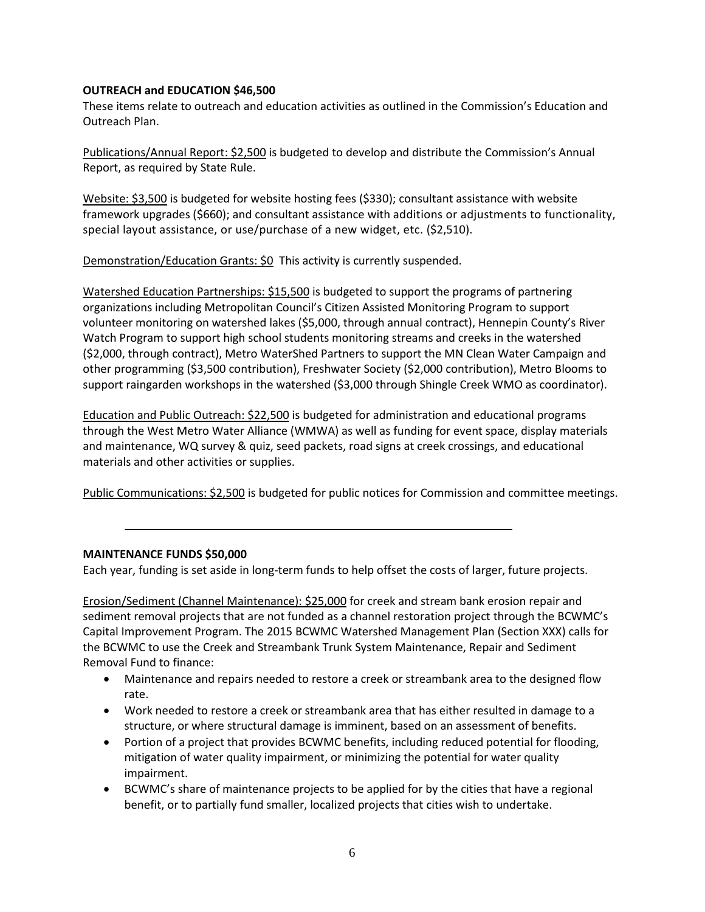**OUTREACH and EDUCATION $46,500**

These items relate to outreach and education activities as outlined in the Commission's Education and Outreach Plan.

Publications/Annual Report: $2,500 is budgeted to develop and distribute the Commission's Annual Report, as required by State Rule.

Website: $3,500 is budgeted for website hosting fees ($330); consultant assistance with website framework upgrades ($660); and consultant assistance with additions or adjustments to functionality, special layout assistance, or use/purchase of a new widget, etc. ($2,510).

Demonstration/Education Grants: $0 This activity is currently suspended.

Watershed Education Partnerships: $15,500 is budgeted to support the programs of partnering organizations including Metropolitan Council's Citizen Assisted Monitoring Program to support volunteer monitoring on watershed lakes ($5,000, through annual contract), Hennepin County's River Watch Program to support high school students monitoring streams and creeks in the watershed ($2,000, through contract), Metro WaterShed Partners to support the MN Clean Water Campaign and other programming ($3,500 contribution), Freshwater Society ($2,000 contribution), Metro Blooms to support raingarden workshops in the watershed ($3,000 through Shingle Creek WMO as coordinator).

Education and Public Outreach: $22,500 is budgeted for administration and educational programs through the West Metro Water Alliance (WMWA) as well as funding for event space, display materials and maintenance, WQ survey & quiz, seed packets, road signs at creek crossings, and educational materials and other activities or supplies.

Public Communications: $2,500 is budgeted for public notices for Commission and committee meetings.

---

**MAINTENANCE FUNDS $50,000**

Each year, funding is set aside in long-term funds to help offset the costs of larger, future projects.

Erosion/Sediment (Channel Maintenance): $25,000 for creek and stream bank erosion repair and sediment removal projects that are not funded as a channel restoration project through the BCWMC's Capital Improvement Program. The 2015 BCWMC Watershed Management Plan (Section XXX) calls for the BCWMC to use the Creek and Streambank Trunk System Maintenance, Repair and Sediment Removal Fund to finance:

- Maintenance and repairs needed to restore a creek or streambank area to the designed flow rate.
- Work needed to restore a creek or streambank area that has either resulted in damage to a structure, or where structural damage is imminent, based on an assessment of benefits.
- Portion of a project that provides BCWMC benefits, including reduced potential for flooding, mitigation of water quality impairment, or minimizing the potential for water quality impairment.
- BCWMC's share of maintenance projects to be applied for by the cities that have a regional benefit, or to partially fund smaller, localized projects that cities wish to undertake.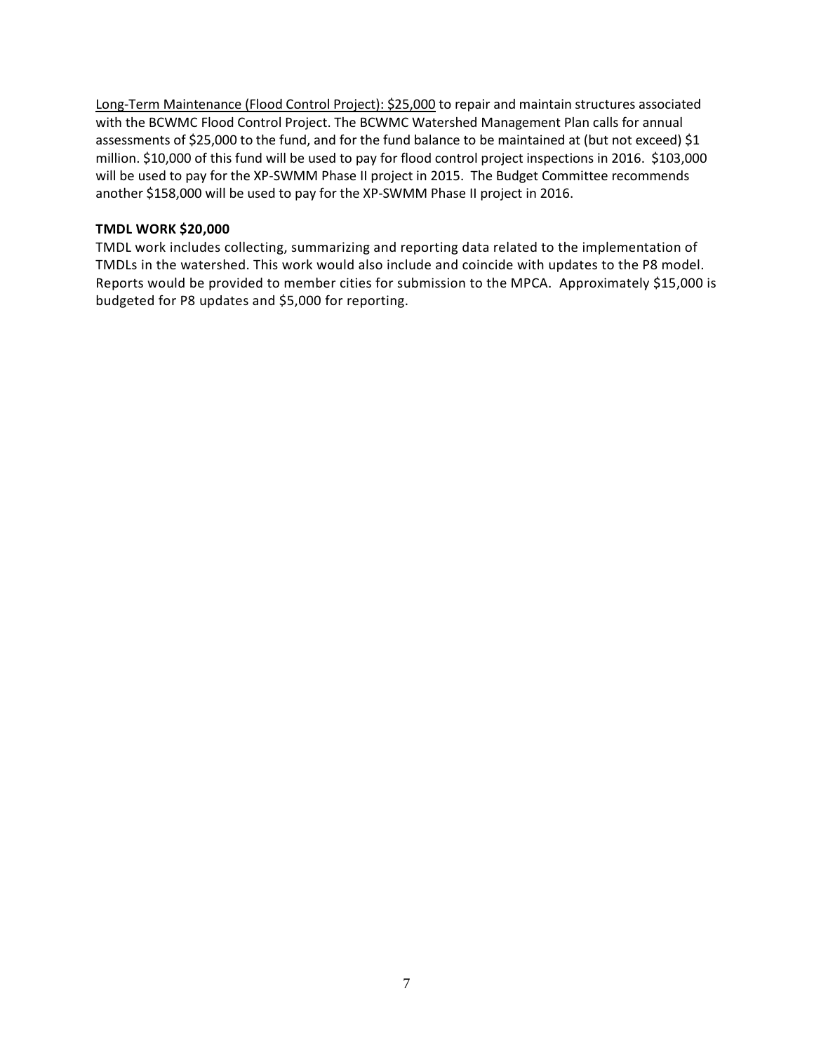Long-Term Maintenance (Flood Control Project): $25,000 to repair and maintain structures associated with the BCWMC Flood Control Project. The BCWMC Watershed Management Plan calls for annual assessments of $25,000 to the fund, and for the fund balance to be maintained at (but not exceed) $1 million. $10,000 of this fund will be used to pay for flood control project inspections in 2016. $103,000 will be used to pay for the XP-SWMM Phase II project in 2015. The Budget Committee recommends another $158,000 will be used to pay for the XP-SWMM Phase II project in 2016.

**TMDL WORK $20,000**

TMDL work includes collecting, summarizing and reporting data related to the implementation of TMDLs in the watershed. This work would also include and coincide with updates to the P8 model. Reports would be provided to member cities for submission to the MPCA. Approximately $15,000 is budgeted for P8 updates and $5,000 for reporting.